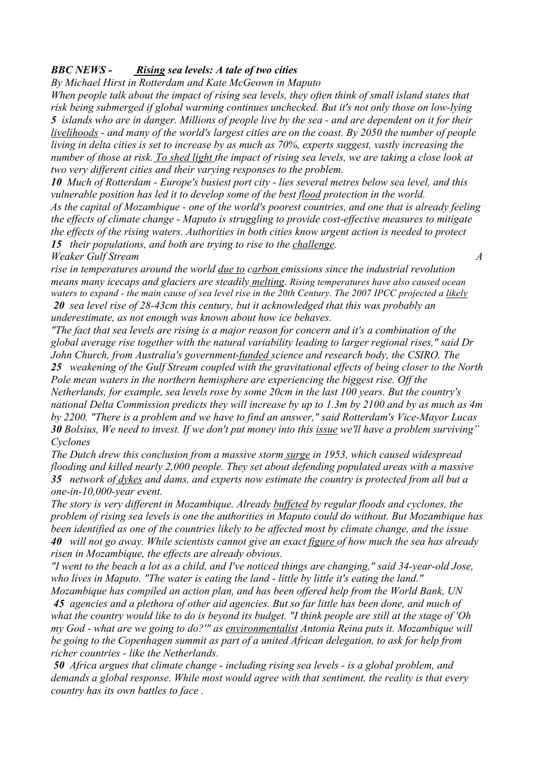***BBC NEWS - <u>Rising</u> sea levels: A tale of two cities***

*By Michael Hirst in Rotterdam and Kate McGeown in Maputo*

*When people talk about the impact of rising sea levels, they often think of small island states that risk being submerged if global warming continues unchecked. But it's not only those on low-lying* ***5*** *islands who are in danger. Millions of people live by the sea - and are dependent on it for their <u>livelihoods</u> - and many of the world's largest cities are on the coast. By 2050 the number of people living in delta cities is set to increase by as much as 70%, experts suggest, vastly increasing the number of those at risk. <u>To shed light</u> the impact of rising sea levels, we are taking a close look at two very different cities and their varying responses to the problem.*

***10*** *Much of Rotterdam - Europe's busiest port city - lies several metres below sea level, and this vulnerable position has led it to develop some of the best <u>flood</u> protection in the world.*

*As the capital of Mozambique - one of the world's poorest countries, and one that is already feeling the effects of climate change - Maputo is struggling to provide cost-effective measures to mitigate the effects of the rising waters. Authorities in both cities know urgent action is needed to protect* ***15*** *their populations, and both are trying to rise to the <u>challenge</u>.*

*Weaker Gulf Stream*

*A rise in temperatures around the world <u>due to</u> <u>carbon</u> emissions since the industrial revolution means many icecaps and glaciers are steadily <u>melting</u>. Rising temperatures have also caused ocean waters to expand - the main cause of sea level rise in the 20th Century. The 2007 IPCC projected a <u>likely</u>* ***20*** *sea level rise of 28-43cm this century, but it acknowledged that this was probably an underestimate, as not enough was known about how ice behaves.*

*"The fact that sea levels are rising is a major reason for concern and it's a combination of the global average rise together with the natural variability leading to larger regional rises," said Dr John Church, from Australia's government-<u>funded</u> science and research body, the CSIRO. The* ***25*** *weakening of the Gulf Stream coupled with the gravitational effects of being closer to the North Pole mean waters in the northern hemisphere are experiencing the biggest rise. Off the Netherlands, for example, sea levels rose by some 20cm in the last 100 years. But the country's national Delta Commission predicts they will increase by up to 1.3m by 2100 and by as much as 4m by 2200. "There is a problem and we have to find an answer," said Rotterdam's Vice-Mayor Lucas* ***30*** *Bolsius, We need to invest. If we don't put money into this <u>issue</u> we'll have a problem surviving"*

*Cyclones*

*The Dutch drew this conclusion from a massive storm <u>surge</u> in 1953, which caused widespread flooding and killed nearly 2,000 people. They set about defending populated areas with a massive* ***35*** *network of <u>dykes</u> and dams, and experts now estimate the country is protected from all but a one-in-10,000-year event.*

*The story is very different in Mozambique. Already <u>buffeted</u> by regular floods and cyclones, the problem of rising sea levels is one the authorities in Maputo could do without. But Mozambique has been identified as one of the countries likely to be affected most by climate change, and the issue* ***40*** *will not go away. While scientists cannot give an exact <u>figure</u> of how much the sea has already risen in Mozambique, the effects are already obvious.*

*"I went to the beach a lot as a child, and I've noticed things are changing," said 34-year-old Jose, who lives in Maputo. "The water is eating the land - little by little it's eating the land."*

*Mozambique has compiled an action plan, and has been offered help from the World Bank, UN* ***45*** *agencies and a plethora of other aid agencies. But so far little has been done, and much of what the country would like to do is beyond its budget. "I think people are still at the stage of 'Oh my God - what are we going to do?'" as <u>environmentalist</u> Antonia Reina puts it. Mozambique will be going to the Copenhagen summit as part of a united African delegation, to ask for help from richer countries - like the Netherlands.*

***50*** *Africa argues that climate change - including rising sea levels - is a global problem, and demands a global response. While most would agree with that sentiment, the reality is that every country has its own battles to face .*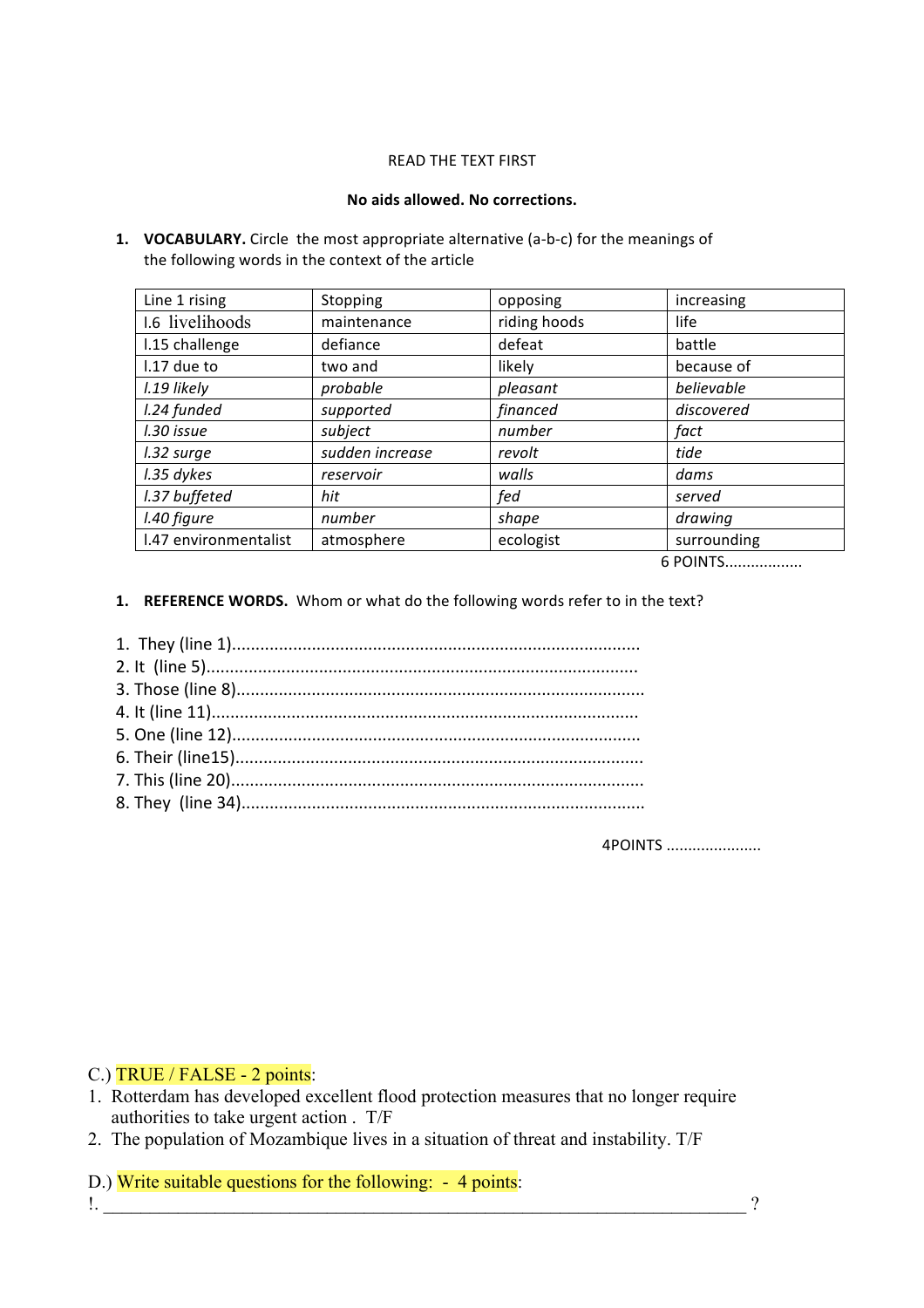READ THE TEXT FIRST

**No aids allowed. No corrections.**

1. **VOCABULARY.** Circle the most appropriate alternative (a-b-c) for the meanings of the following words in the context of the article

| Line 1 rising | Stopping | opposing | increasing |
|---|---|---|---|
| l.6 livelihoods | maintenance | riding hoods | life |
| l.15 challenge | defiance | defeat | battle |
| l.17 due to | two and | likely | because of |
| *l.19 likely* | *probable* | *pleasant* | *believable* |
| *l.24 funded* | *supported* | *financed* | *discovered* |
| *l.30 issue* | *subject* | *number* | *fact* |
| *l.32 surge* | *sudden increase* | *revolt* | *tide* |
| *l.35 dykes* | *reservoir* | *walls* | *dams* |
| *l.37 buffeted* | *hit* | *fed* | *served* |
| *l.40 figure* | *number* | *shape* | *drawing* |
| l.47 environmentalist | atmosphere | ecologist | surrounding |

6 POINTS.................

1. **REFERENCE WORDS.** Whom or what do the following words refer to in the text?

1. They (line 1)......................................................................................
2. It (line 5)...........................................................................................
3. Those (line 8)......................................................................................
4. It (line 11)..........................................................................................
5. One (line 12)......................................................................................
6. Their (line15)......................................................................................
7. This (line 20).......................................................................................
8. They (line 34).....................................................................................

4POINTS ......................

C.) TRUE / FALSE - 2 points:

1. Rotterdam has developed excellent flood protection measures that no longer require authorities to take urgent action . T/F
2. The population of Mozambique lives in a situation of threat and instability. T/F

D.) Write suitable questions for the following: - 4 points:

!. ___________________________________________________________________________ ?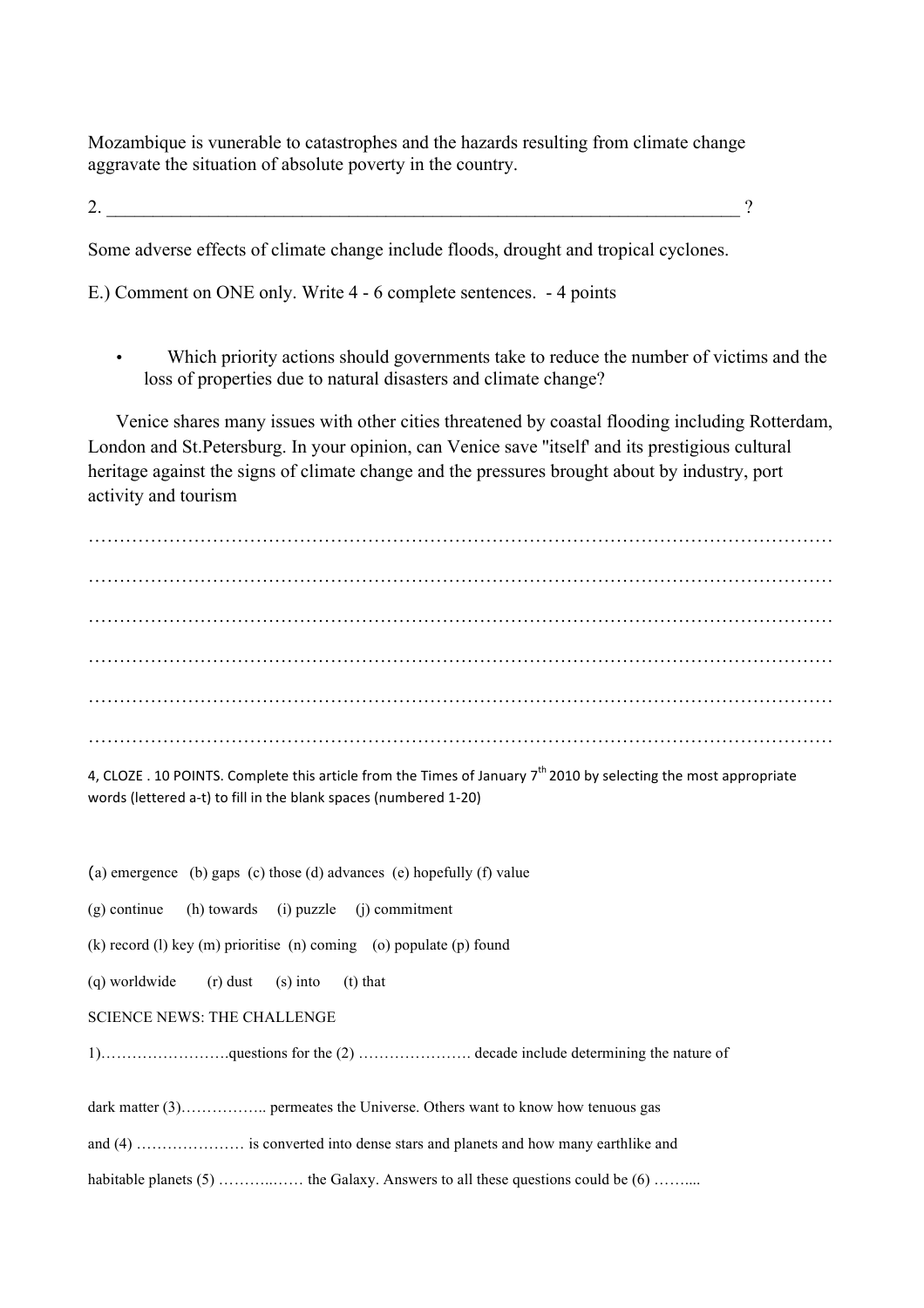Mozambique is vunerable to catastrophes and the hazards resulting from climate change aggravate the situation of absolute poverty in the country.

2. ____________________________________________________________________ ?

Some adverse effects of climate change include floods, drought and tropical cyclones.

E.) Comment on ONE only. Write 4 - 6 complete sentences. - 4 points

- Which priority actions should governments take to reduce the number of victims and the loss of properties due to natural disasters and climate change?

Venice shares many issues with other cities threatened by coastal flooding including Rotterdam, London and St.Petersburg. In your opinion, can Venice save "itself' and its prestigious cultural heritage against the signs of climate change and the pressures brought about by industry, port activity and tourism

……………………………………………………………………………………………………………

……………………………………………………………………………………………………………

……………………………………………………………………………………………………………

……………………………………………………………………………………………………………

……………………………………………………………………………………………………………

……………………………………………………………………………………………………………

4, CLOZE . 10 POINTS. Complete this article from the Times of January 7th 2010 by selecting the most appropriate words (lettered a-t) to fill in the blank spaces (numbered 1-20)

(a) emergence (b) gaps (c) those (d) advances (e) hopefully (f) value

(g) continue (h) towards (i) puzzle (j) commitment

(k) record (l) key (m) prioritise (n) coming (o) populate (p) found

(q) worldwide (r) dust (s) into (t) that

SCIENCE NEWS: THE CHALLENGE

1)…………………….questions for the (2) …………………. decade include determining the nature of

dark matter (3)…………….. permeates the Universe. Others want to know how tenuous gas

and (4) ………………… is converted into dense stars and planets and how many earthlike and

habitable planets (5) ………..…… the Galaxy. Answers to all these questions could be (6) ……....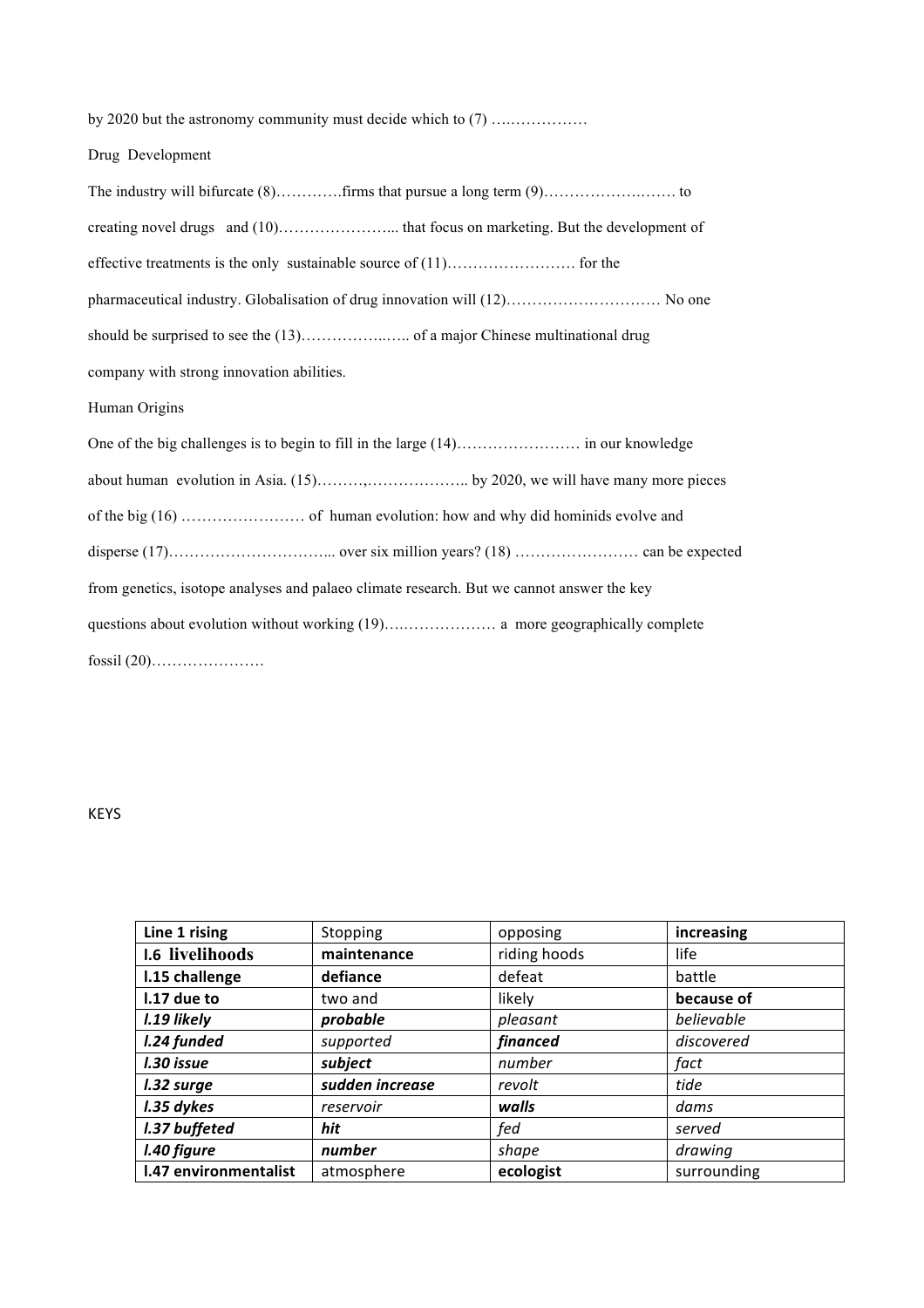by 2020 but the astronomy community must decide which to (7) ….……………

Drug Development

The industry will bifurcate (8)………….firms that pursue a long term (9)………………….…… to creating novel drugs and (10)…………………... that focus on marketing. But the development of effective treatments is the only sustainable source of (11)……………………. for the pharmaceutical industry. Globalisation of drug innovation will (12)………………………… No one should be surprised to see the (13)……………..….. of a major Chinese multinational drug company with strong innovation abilities.

Human Origins

One of the big challenges is to begin to fill in the large (14)…………………… in our knowledge about human evolution in Asia. (15)……….,……………….. by 2020, we will have many more pieces of the big (16) …………………… of human evolution: how and why did hominids evolve and disperse (17)…………………………... over six million years? (18) …………………… can be expected from genetics, isotope analyses and palaeo climate research. But we cannot answer the key questions about evolution without working (19)….……………… a more geographically complete fossil (20)………………….

KEYS

| **Line 1 rising** | Stopping | opposing | **increasing** |
|---|---|---|---|
| **l.6 livelihoods** | **maintenance** | riding hoods | life |
| **l.15 challenge** | **defiance** | defeat | battle |
| **l.17 due to** | two and | likely | **because of** |
| ***l.19 likely*** | ***probable*** | *pleasant* | *believable* |
| ***l.24 funded*** | *supported* | ***financed*** | *discovered* |
| ***l.30 issue*** | ***subject*** | *number* | *fact* |
| ***l.32 surge*** | ***sudden increase*** | *revolt* | *tide* |
| ***l.35 dykes*** | *reservoir* | ***walls*** | *dams* |
| ***l.37 buffeted*** | ***hit*** | *fed* | *served* |
| ***l.40 figure*** | ***number*** | *shape* | *drawing* |
| **l.47 environmentalist** | atmosphere | **ecologist** | surrounding |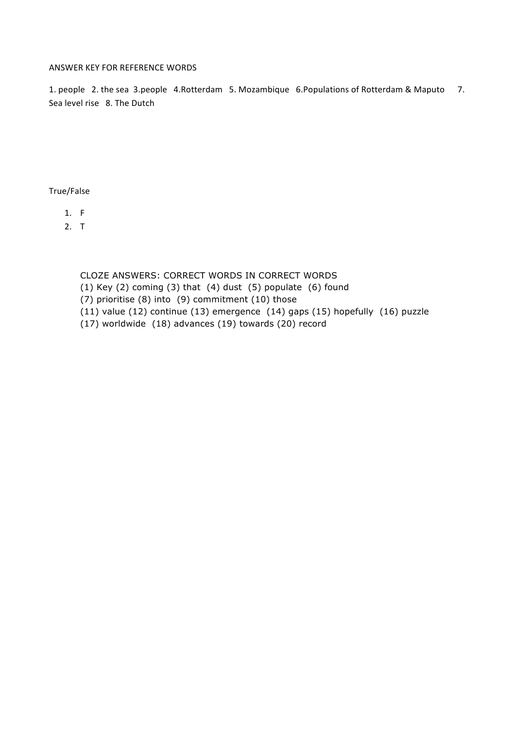ANSWER KEY FOR REFERENCE WORDS

1. people 2. the sea 3.people 4.Rotterdam 5. Mozambique 6.Populations of Rotterdam & Maputo 7. Sea level rise 8. The Dutch

True/False

1. F
2. T

CLOZE ANSWERS: CORRECT WORDS IN CORRECT WORDS

(1) Key (2) coming (3) that (4) dust (5) populate (6) found
(7) prioritise (8) into (9) commitment (10) those
(11) value (12) continue (13) emergence (14) gaps (15) hopefully (16) puzzle
(17) worldwide (18) advances (19) towards (20) record